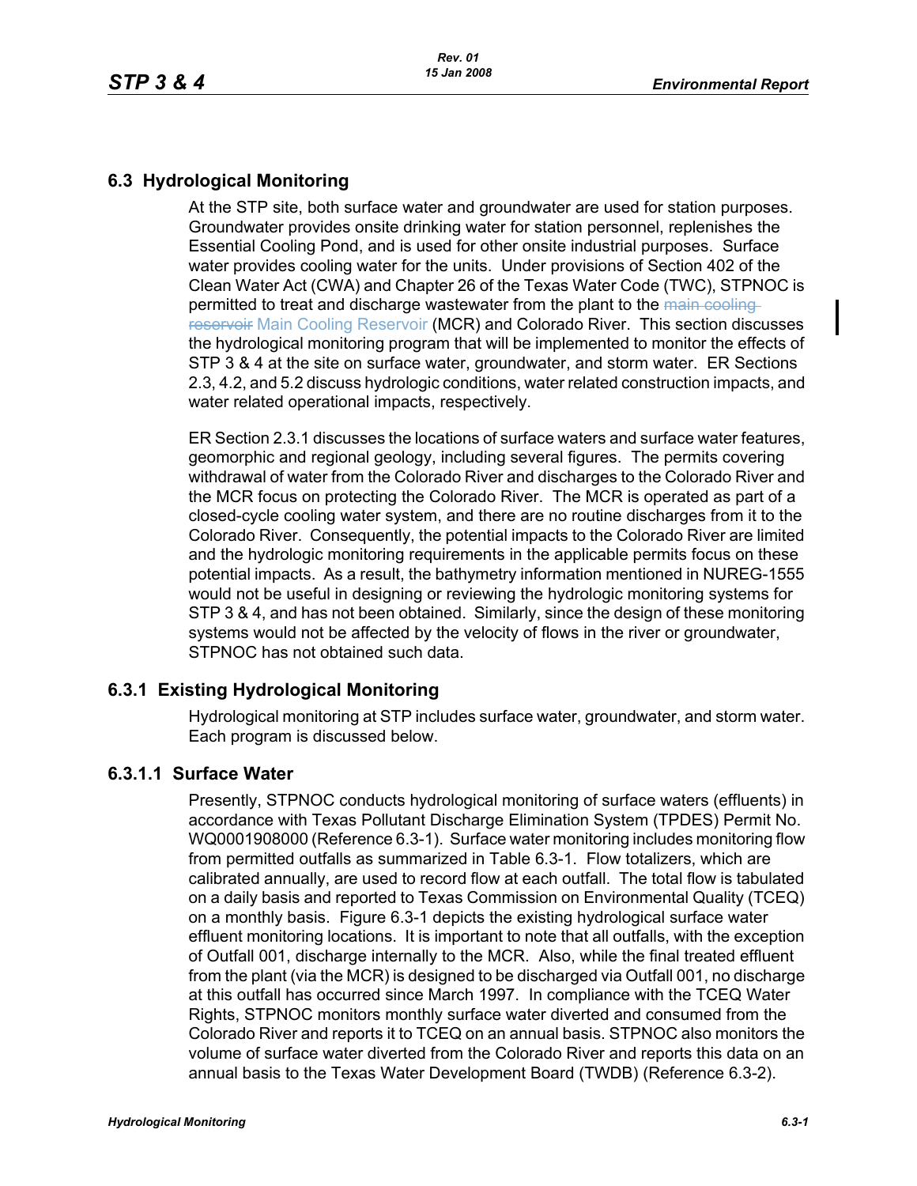## 6.3 Hydrological Monitoring

At the STP site, both surface water and groundwater are used for station purposes. Groundwater provides onsite drinking water for station personnel, replenishes the Essential Cooling Pond, and is used for other onsite industrial purposes. Surface water provides cooling water for the units. Under provisions of Section 402 of the Clean Water Act (CWA) and Chapter 26 of the Texas Water Code (TWC), STPNOC is permitted to treat and discharge wastewater from the plant to the ~~main cooling reservoir~~ Main Cooling Reservoir (MCR) and Colorado River. This section discusses the hydrological monitoring program that will be implemented to monitor the effects of STP 3 & 4 at the site on surface water, groundwater, and storm water. ER Sections 2.3, 4.2, and 5.2 discuss hydrologic conditions, water related construction impacts, and water related operational impacts, respectively.

ER Section 2.3.1 discusses the locations of surface waters and surface water features, geomorphic and regional geology, including several figures. The permits covering withdrawal of water from the Colorado River and discharges to the Colorado River and the MCR focus on protecting the Colorado River. The MCR is operated as part of a closed-cycle cooling water system, and there are no routine discharges from it to the Colorado River. Consequently, the potential impacts to the Colorado River are limited and the hydrologic monitoring requirements in the applicable permits focus on these potential impacts. As a result, the bathymetry information mentioned in NUREG-1555 would not be useful in designing or reviewing the hydrologic monitoring systems for STP 3 & 4, and has not been obtained. Similarly, since the design of these monitoring systems would not be affected by the velocity of flows in the river or groundwater, STPNOC has not obtained such data.

### 6.3.1 Existing Hydrological Monitoring

Hydrological monitoring at STP includes surface water, groundwater, and storm water. Each program is discussed below.

#### 6.3.1.1 Surface Water

Presently, STPNOC conducts hydrological monitoring of surface waters (effluents) in accordance with Texas Pollutant Discharge Elimination System (TPDES) Permit No. WQ0001908000 (Reference 6.3-1). Surface water monitoring includes monitoring flow from permitted outfalls as summarized in Table 6.3-1. Flow totalizers, which are calibrated annually, are used to record flow at each outfall. The total flow is tabulated on a daily basis and reported to Texas Commission on Environmental Quality (TCEQ) on a monthly basis. Figure 6.3-1 depicts the existing hydrological surface water effluent monitoring locations. It is important to note that all outfalls, with the exception of Outfall 001, discharge internally to the MCR. Also, while the final treated effluent from the plant (via the MCR) is designed to be discharged via Outfall 001, no discharge at this outfall has occurred since March 1997. In compliance with the TCEQ Water Rights, STPNOC monitors monthly surface water diverted and consumed from the Colorado River and reports it to TCEQ on an annual basis. STPNOC also monitors the volume of surface water diverted from the Colorado River and reports this data on an annual basis to the Texas Water Development Board (TWDB) (Reference 6.3-2).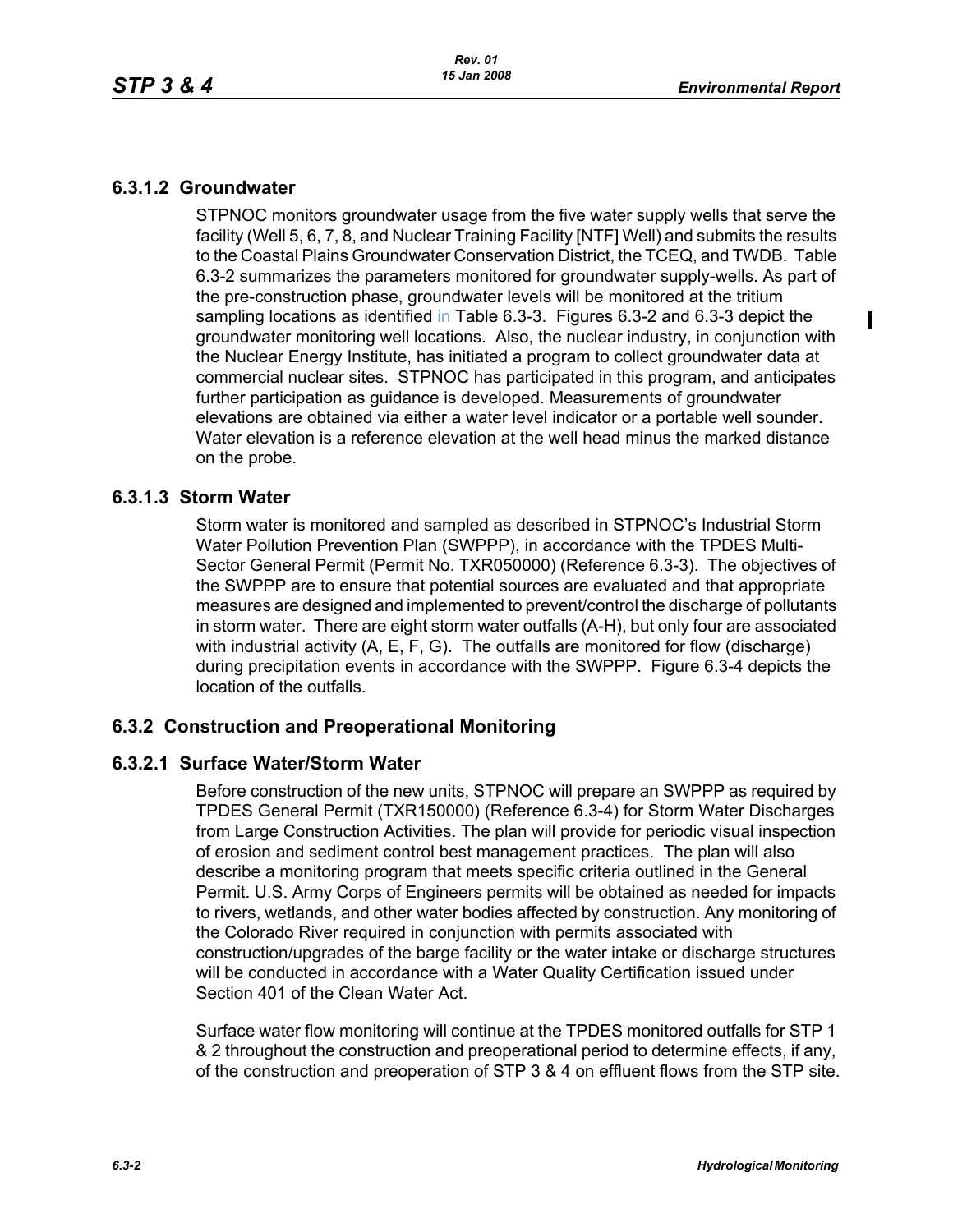### 6.3.1.2 Groundwater

STPNOC monitors groundwater usage from the five water supply wells that serve the facility (Well 5, 6, 7, 8, and Nuclear Training Facility [NTF] Well) and submits the results to the Coastal Plains Groundwater Conservation District, the TCEQ, and TWDB. Table 6.3-2 summarizes the parameters monitored for groundwater supply-wells. As part of the pre-construction phase, groundwater levels will be monitored at the tritium sampling locations as identified in Table 6.3-3. Figures 6.3-2 and 6.3-3 depict the groundwater monitoring well locations. Also, the nuclear industry, in conjunction with the Nuclear Energy Institute, has initiated a program to collect groundwater data at commercial nuclear sites. STPNOC has participated in this program, and anticipates further participation as guidance is developed. Measurements of groundwater elevations are obtained via either a water level indicator or a portable well sounder. Water elevation is a reference elevation at the well head minus the marked distance on the probe.

### 6.3.1.3 Storm Water

Storm water is monitored and sampled as described in STPNOC's Industrial Storm Water Pollution Prevention Plan (SWPPP), in accordance with the TPDES Multi-Sector General Permit (Permit No. TXR050000) (Reference 6.3-3). The objectives of the SWPPP are to ensure that potential sources are evaluated and that appropriate measures are designed and implemented to prevent/control the discharge of pollutants in storm water. There are eight storm water outfalls (A-H), but only four are associated with industrial activity (A, E, F, G). The outfalls are monitored for flow (discharge) during precipitation events in accordance with the SWPPP. Figure 6.3-4 depicts the location of the outfalls.

## 6.3.2 Construction and Preoperational Monitoring

### 6.3.2.1 Surface Water/Storm Water

Before construction of the new units, STPNOC will prepare an SWPPP as required by TPDES General Permit (TXR150000) (Reference 6.3-4) for Storm Water Discharges from Large Construction Activities. The plan will provide for periodic visual inspection of erosion and sediment control best management practices. The plan will also describe a monitoring program that meets specific criteria outlined in the General Permit. U.S. Army Corps of Engineers permits will be obtained as needed for impacts to rivers, wetlands, and other water bodies affected by construction. Any monitoring of the Colorado River required in conjunction with permits associated with construction/upgrades of the barge facility or the water intake or discharge structures will be conducted in accordance with a Water Quality Certification issued under Section 401 of the Clean Water Act.

Surface water flow monitoring will continue at the TPDES monitored outfalls for STP 1 & 2 throughout the construction and preoperational period to determine effects, if any, of the construction and preoperation of STP 3 & 4 on effluent flows from the STP site.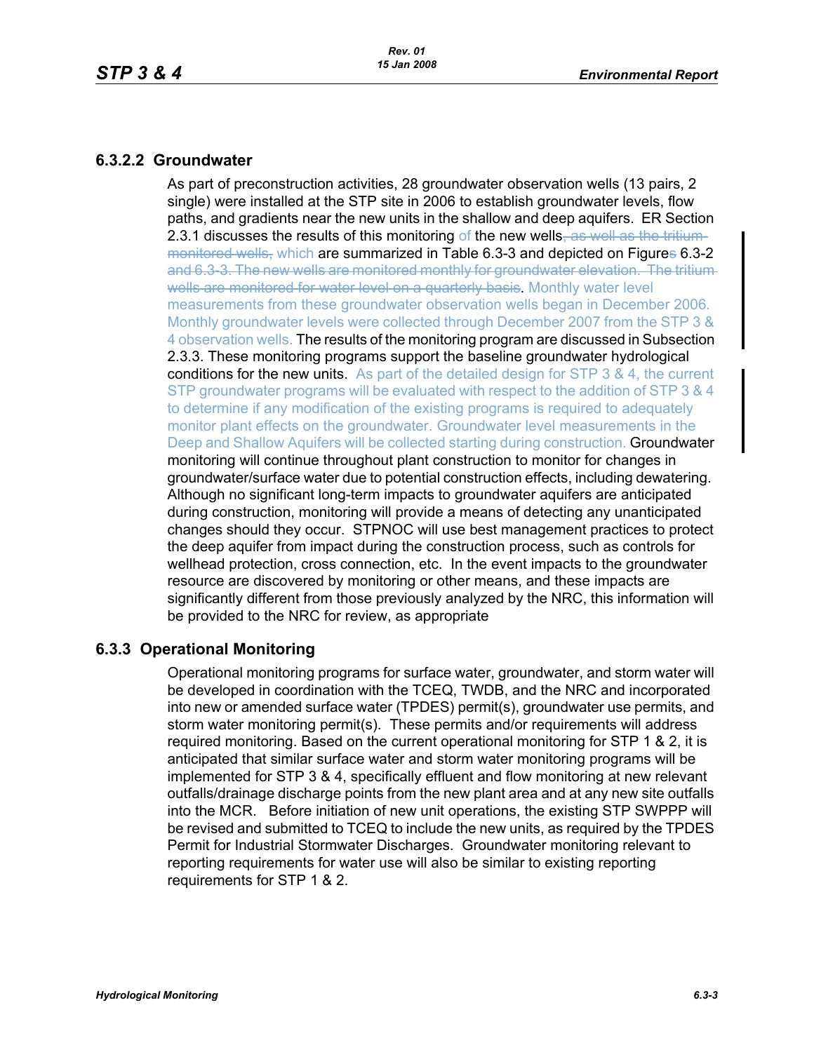## 6.3.2.2 Groundwater

As part of preconstruction activities, 28 groundwater observation wells (13 pairs, 2 single) were installed at the STP site in 2006 to establish groundwater levels, flow paths, and gradients near the new units in the shallow and deep aquifers. ER Section 2.3.1 discusses the results of this monitoring of the new wells~~, as well as the tritium-monitored wells,~~ which are summarized in Table 6.3-3 and depicted on Figure~~s~~ 6.3-2 ~~and 6.3-3. The new wells are monitored monthly for groundwater elevation. The tritium wells are monitored for water level on a quarterly basis~~. Monthly water level measurements from these groundwater observation wells began in December 2006. Monthly groundwater levels were collected through December 2007 from the STP 3 & 4 observation wells. The results of the monitoring program are discussed in Subsection 2.3.3. These monitoring programs support the baseline groundwater hydrological conditions for the new units. As part of the detailed design for STP 3 & 4, the current STP groundwater programs will be evaluated with respect to the addition of STP 3 & 4 to determine if any modification of the existing programs is required to adequately monitor plant effects on the groundwater. Groundwater level measurements in the Deep and Shallow Aquifers will be collected starting during construction. Groundwater monitoring will continue throughout plant construction to monitor for changes in groundwater/surface water due to potential construction effects, including dewatering. Although no significant long-term impacts to groundwater aquifers are anticipated during construction, monitoring will provide a means of detecting any unanticipated changes should they occur. STPNOC will use best management practices to protect the deep aquifer from impact during the construction process, such as controls for wellhead protection, cross connection, etc. In the event impacts to the groundwater resource are discovered by monitoring or other means, and these impacts are significantly different from those previously analyzed by the NRC, this information will be provided to the NRC for review, as appropriate

## 6.3.3 Operational Monitoring

Operational monitoring programs for surface water, groundwater, and storm water will be developed in coordination with the TCEQ, TWDB, and the NRC and incorporated into new or amended surface water (TPDES) permit(s), groundwater use permits, and storm water monitoring permit(s). These permits and/or requirements will address required monitoring. Based on the current operational monitoring for STP 1 & 2, it is anticipated that similar surface water and storm water monitoring programs will be implemented for STP 3 & 4, specifically effluent and flow monitoring at new relevant outfalls/drainage discharge points from the new plant area and at any new site outfalls into the MCR. Before initiation of new unit operations, the existing STP SWPPP will be revised and submitted to TCEQ to include the new units, as required by the TPDES Permit for Industrial Stormwater Discharges. Groundwater monitoring relevant to reporting requirements for water use will also be similar to existing reporting requirements for STP 1 & 2.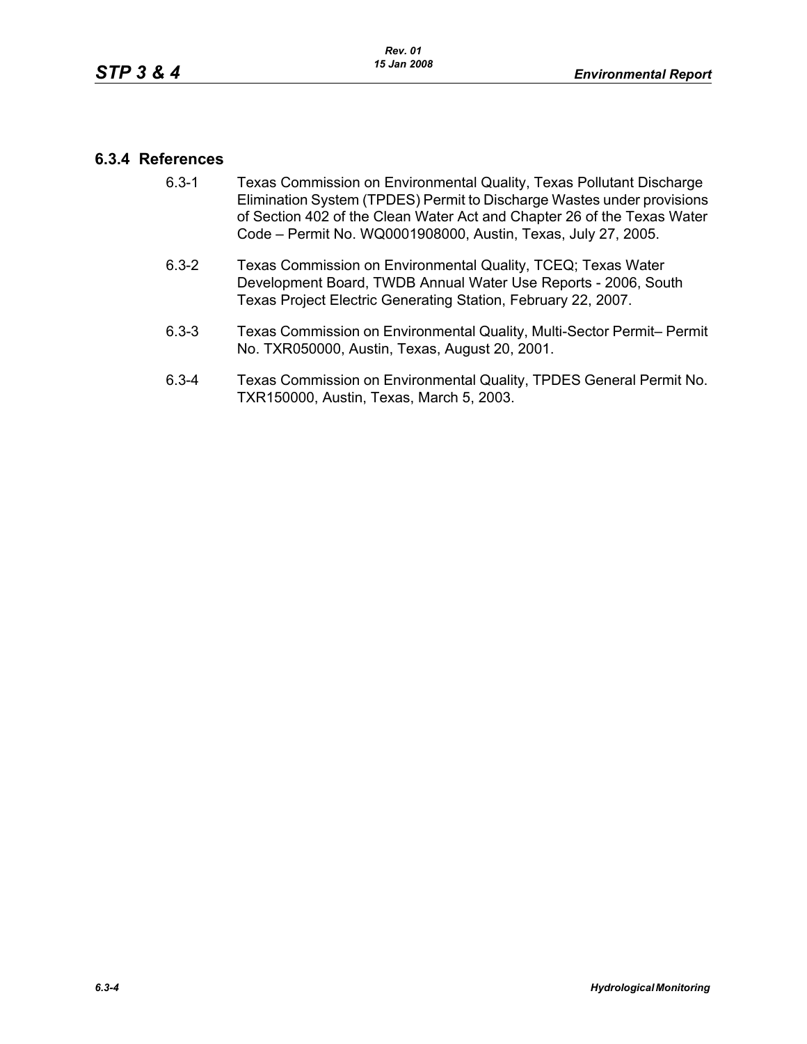### 6.3.4 References

6.3-1 Texas Commission on Environmental Quality, Texas Pollutant Discharge Elimination System (TPDES) Permit to Discharge Wastes under provisions of Section 402 of the Clean Water Act and Chapter 26 of the Texas Water Code – Permit No. WQ0001908000, Austin, Texas, July 27, 2005.

6.3-2 Texas Commission on Environmental Quality, TCEQ; Texas Water Development Board, TWDB Annual Water Use Reports - 2006, South Texas Project Electric Generating Station, February 22, 2007.

6.3-3 Texas Commission on Environmental Quality, Multi-Sector Permit– Permit No. TXR050000, Austin, Texas, August 20, 2001.

6.3-4 Texas Commission on Environmental Quality, TPDES General Permit No. TXR150000, Austin, Texas, March 5, 2003.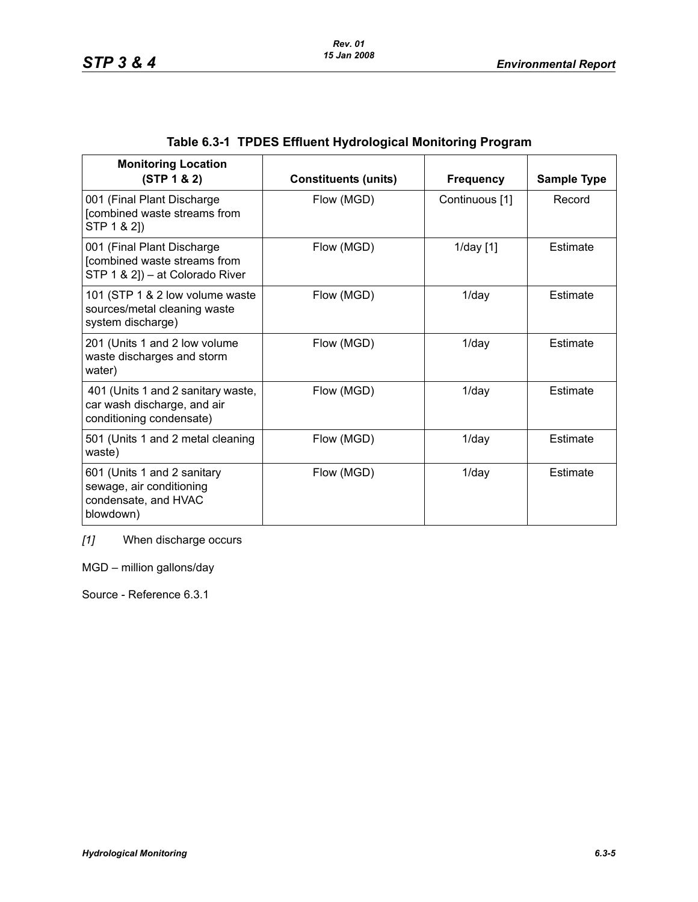## Table 6.3-1 TPDES Effluent Hydrological Monitoring Program

| Monitoring Location (STP 1 & 2) | Constituents (units) | Frequency | Sample Type |
|---|---|---|---|
| 001 (Final Plant Discharge [combined waste streams from STP 1 & 2]) | Flow (MGD) | Continuous [1] | Record |
| 001 (Final Plant Discharge [combined waste streams from STP 1 & 2]) – at Colorado River | Flow (MGD) | 1/day [1] | Estimate |
| 101 (STP 1 & 2 low volume waste sources/metal cleaning waste system discharge) | Flow (MGD) | 1/day | Estimate |
| 201 (Units 1 and 2 low volume waste discharges and storm water) | Flow (MGD) | 1/day | Estimate |
| 401 (Units 1 and 2 sanitary waste, car wash discharge, and air conditioning condensate) | Flow (MGD) | 1/day | Estimate |
| 501 (Units 1 and 2 metal cleaning waste) | Flow (MGD) | 1/day | Estimate |
| 601 (Units 1 and 2 sanitary sewage, air conditioning condensate, and HVAC blowdown) | Flow (MGD) | 1/day | Estimate |

*[1]* When discharge occurs

MGD – million gallons/day

Source - Reference 6.3.1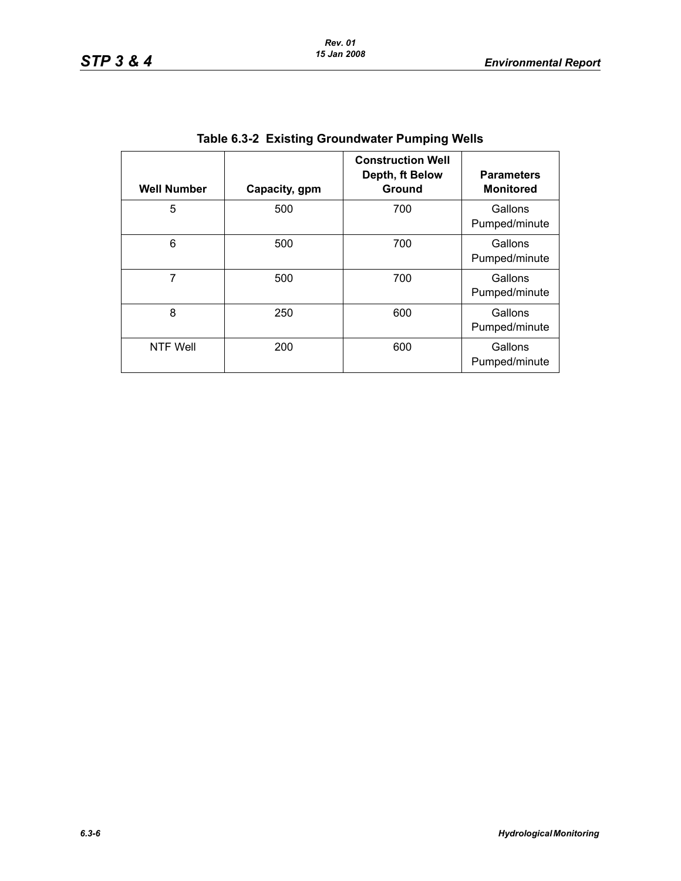**Table 6.3-2 Existing Groundwater Pumping Wells**

| Well Number | Capacity, gpm | Construction Well Depth, ft Below Ground | Parameters Monitored |
|---|---|---|---|
| 5 | 500 | 700 | Gallons Pumped/minute |
| 6 | 500 | 700 | Gallons Pumped/minute |
| 7 | 500 | 700 | Gallons Pumped/minute |
| 8 | 250 | 600 | Gallons Pumped/minute |
| NTF Well | 200 | 600 | Gallons Pumped/minute |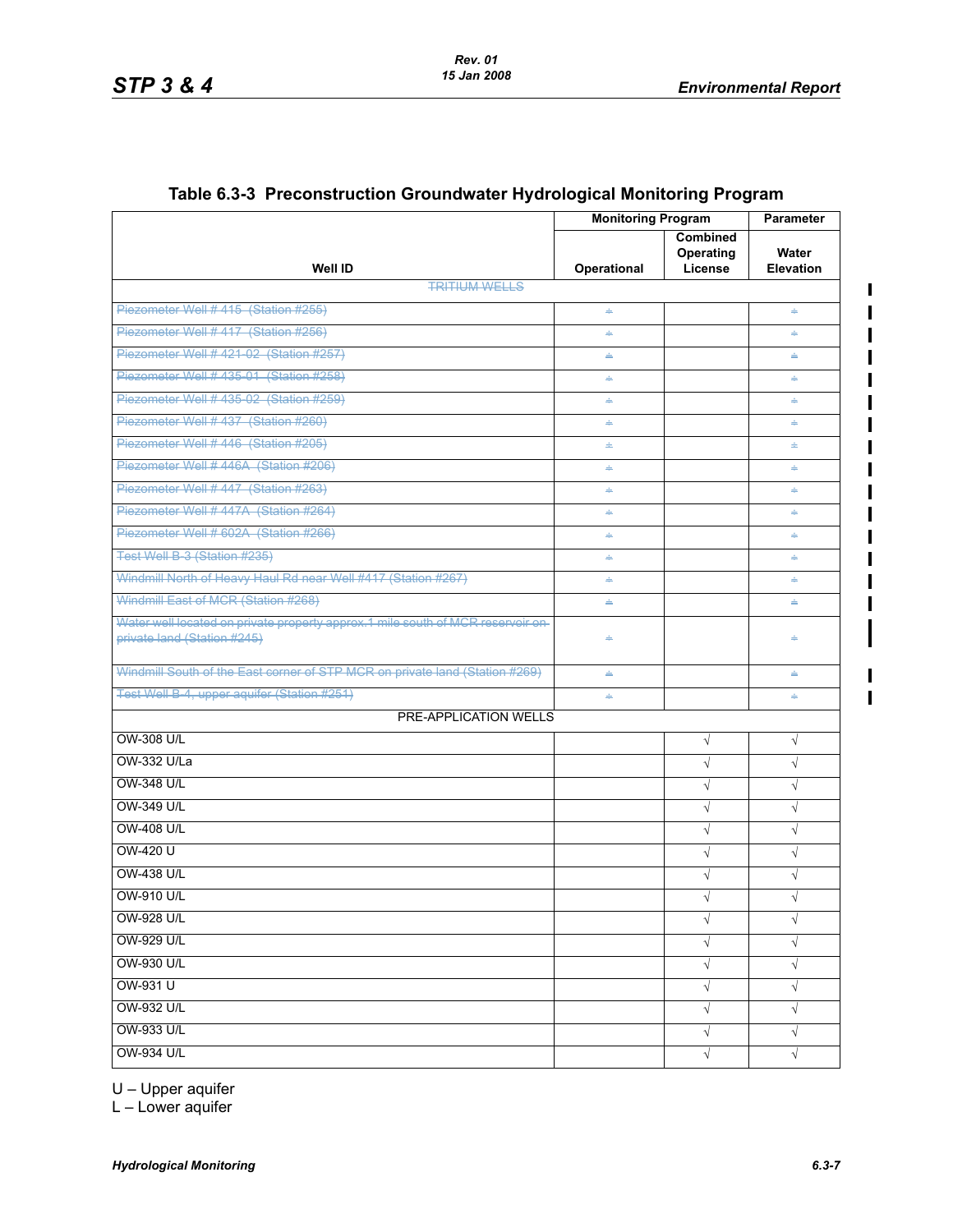## Table 6.3-3 Preconstruction Groundwater Hydrological Monitoring Program

| Well ID | Monitoring Program | | Parameter |
|---|---|---|---|
| | Operational | Combined Operating License | Water Elevation |
| ~~TRITIUM WELLS~~ | | | |
| ~~Piezometer Well # 415 (Station #255)~~ | ~~√~~ | | ~~√~~ |
| ~~Piezometer Well # 417 (Station #256)~~ | ~~√~~ | | ~~√~~ |
| ~~Piezometer Well # 421-02 (Station #257)~~ | ~~√~~ | | ~~√~~ |
| ~~Piezometer Well # 435-01 (Station #258)~~ | ~~√~~ | | ~~√~~ |
| ~~Piezometer Well # 435-02 (Station #259)~~ | ~~√~~ | | ~~√~~ |
| ~~Piezometer Well # 437 (Station #260)~~ | ~~√~~ | | ~~√~~ |
| ~~Piezometer Well # 446 (Station #205)~~ | ~~√~~ | | ~~√~~ |
| ~~Piezometer Well # 446A (Station #206)~~ | ~~√~~ | | ~~√~~ |
| ~~Piezometer Well # 447 (Station #263)~~ | ~~√~~ | | ~~√~~ |
| ~~Piezometer Well # 447A (Station #264)~~ | ~~√~~ | | ~~√~~ |
| ~~Piezometer Well # 602A (Station #266)~~ | ~~√~~ | | ~~√~~ |
| ~~Test Well B-3 (Station #235)~~ | ~~√~~ | | ~~√~~ |
| ~~Windmill North of Heavy Haul Rd near Well #417 (Station #267)~~ | ~~√~~ | | ~~√~~ |
| ~~Windmill East of MCR (Station #268)~~ | ~~√~~ | | ~~√~~ |
| ~~Water well located on private property approx.1 mile south of MCR reservoir on private land (Station #245)~~ | ~~√~~ | | ~~√~~ |
| ~~Windmill South of the East corner of STP MCR on private land (Station #269)~~ | ~~√~~ | | ~~√~~ |
| ~~Test Well B-4, upper aquifer (Station #251)~~ | ~~√~~ | | ~~√~~ |
| PRE-APPLICATION WELLS | | | |
| OW-308 U/L | | √ | √ |
| OW-332 U/La | | √ | √ |
| OW-348 U/L | | √ | √ |
| OW-349 U/L | | √ | √ |
| OW-408 U/L | | √ | √ |
| OW-420 U | | √ | √ |
| OW-438 U/L | | √ | √ |
| OW-910 U/L | | √ | √ |
| OW-928 U/L | | √ | √ |
| OW-929 U/L | | √ | √ |
| OW-930 U/L | | √ | √ |
| OW-931 U | | √ | √ |
| OW-932 U/L | | √ | √ |
| OW-933 U/L | | √ | √ |
| OW-934 U/L | | √ | √ |

U – Upper aquifer
L – Lower aquifer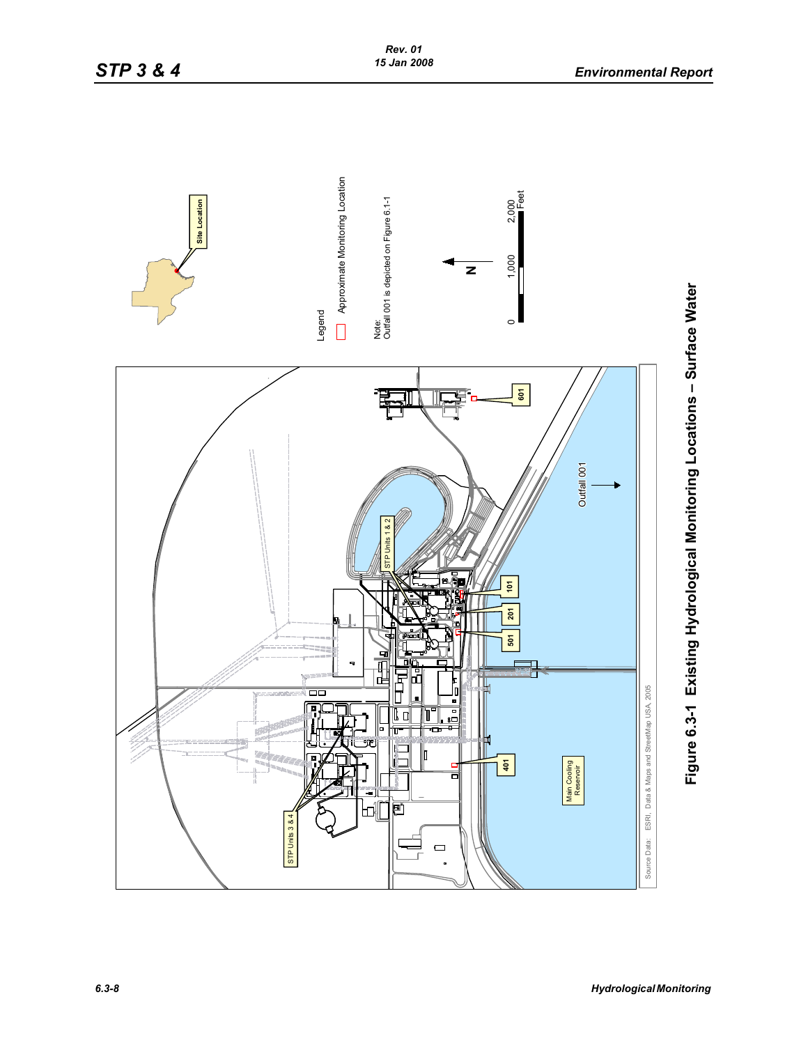Legend

Approximate Monitoring Location

Note:
Outfall 001 is depicted on Figure 6.1-1

N

0 1,000 2,000 Feet

Site Location

STP Units 1 & 2

STP Units 3 & 4

Outfall 001

Main Cooling Reservoir

101

201

501

401

601

Source Data: ESRI, Data & Maps and StreetMap USA, 2005

**Figure 6.3-1 Existing Hydrological Monitoring Locations – Surface Water**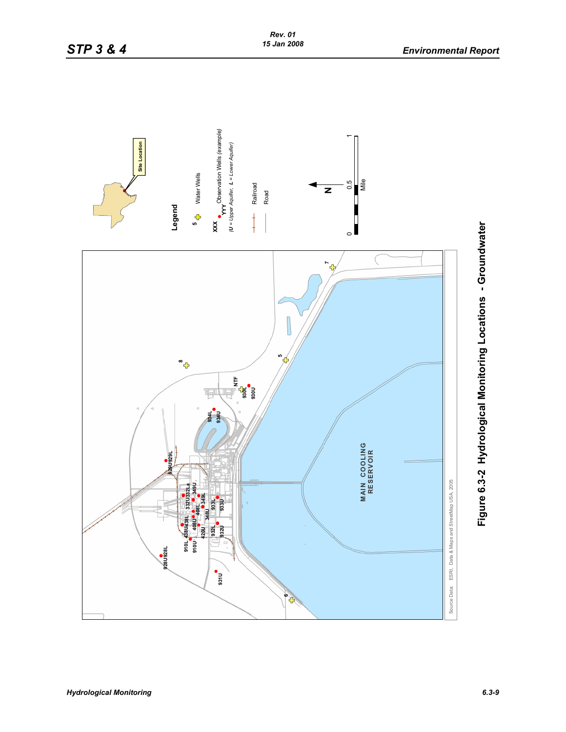Site Location

**Legend**

5 Water Wells

XXX YYY Observation Wells *(example)*

*(U = Upper Aquifer, L = Lower Aquifer)*

Railroad

Road

N

0 0.5 1 Mile

MAIN COOLING RESERVOIR

7, 8, 5, 6, NTF, 930L, 930U, 934L, 934U, 929U929L, 332U332La, 349U, 349L, 408L, 348U, 933L, 933U, 438U438L, 408U, 420U, 932L, 932U, 910L, 910U, 928U928L, 931U

Source Data: ESRI, Data & Maps and StreetMap USA, 2005

Figure 6.3-2 Hydrological Monitoring Locations - Groundwater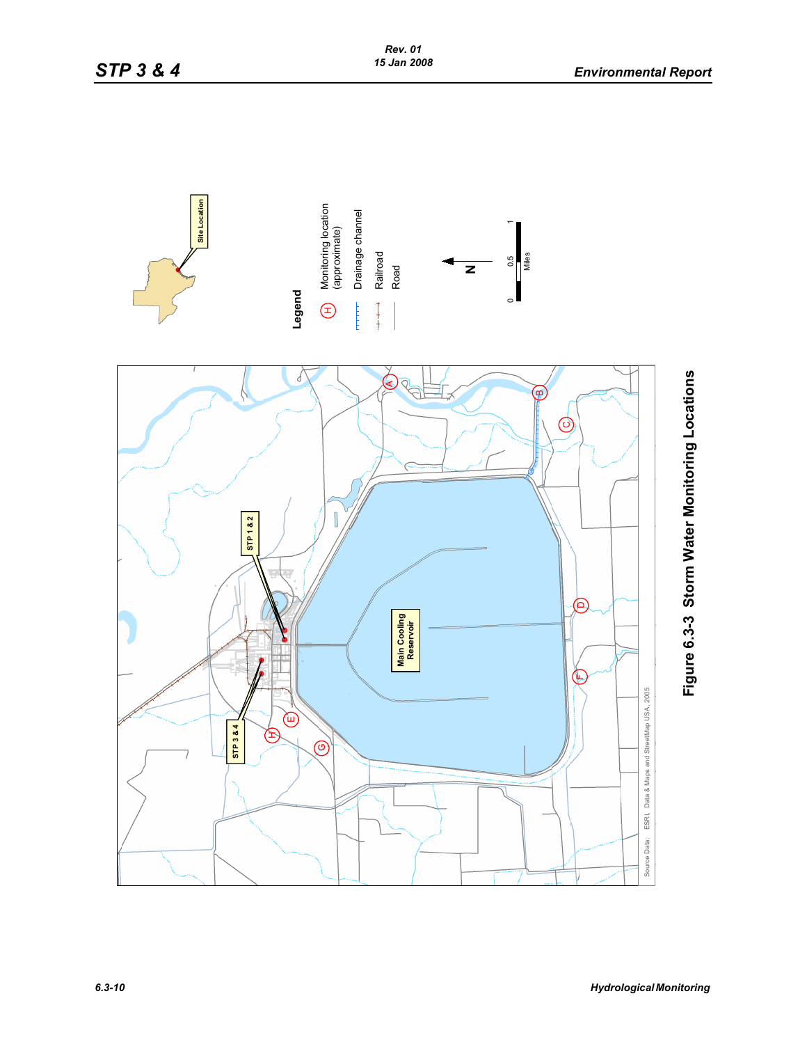Site Location

Legend

H Monitoring location (approximate)

Drainage channel

Railroad

Road

N

0 0.5 1

Miles

STP 1 & 2

STP 3 & 4

Main Cooling Reservoir

A

B

C

D

E

F

G

H

Source Data: ESRI, Data & Maps and StreetMap USA, 2005

Figure 6.3-3 Storm Water Monitoring Locations